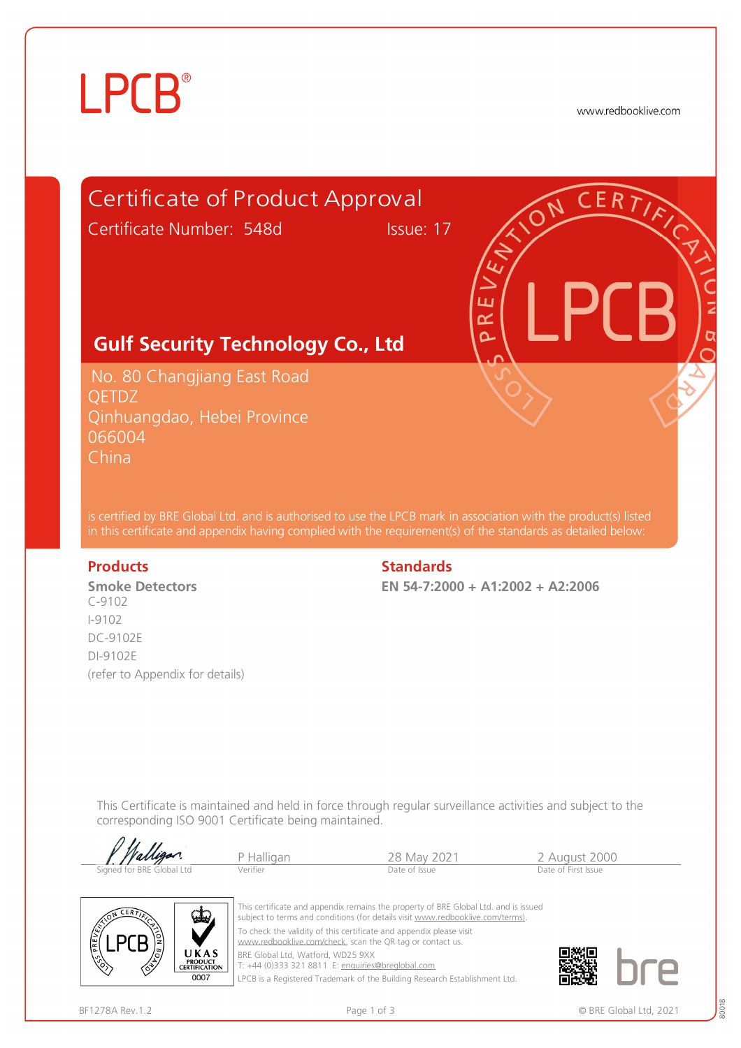LPCB®

www.redbooklive.com

# Certificate of Product Approval

Certificate Number: 548d    Issue: 17

## Gulf Security Technology Co., Ltd

No. 80 Changjiang East Road
QETDZ
Qinhuangdao, Hebei Province
066004
China

is certified by BRE Global Ltd. and is authorised to use the LPCB mark in association with the product(s) listed in this certificate and appendix having complied with the requirement(s) of the standards as detailed below:

| Products | Standards |
| --- | --- |
| **Smoke Detectors** | **EN 54-7:2000 + A1:2002 + A2:2006** |
| C-9102 | |
| I-9102 | |
| DC-9102E | |
| DI-9102E | |
| (refer to Appendix for details) | |

This Certificate is maintained and held in force through regular surveillance activities and subject to the corresponding ISO 9001 Certificate being maintained.

| Signed for BRE Global Ltd | Verifier | Date of Issue | Date of First Issue |
| --- | --- | --- | --- |
| P Halligan (signature) | P Halligan | 28 May 2021 | 2 August 2000 |

UKAS PRODUCT CERTIFICATION 0007

This certificate and appendix remains the property of BRE Global Ltd. and is issued subject to terms and conditions (for details visit www.redbooklive.com/terms).

To check the validity of this certificate and appendix please visit www.redbooklive.com/check, scan the QR tag or contact us.

BRE Global Ltd, Watford, WD25 9XX
T: +44 (0)333 321 8811 E: enquiries@breglobal.com

LPCB is a Registered Trademark of the Building Research Establishment Ltd.

BF1278A Rev.1.2

© BRE Global Ltd, 2021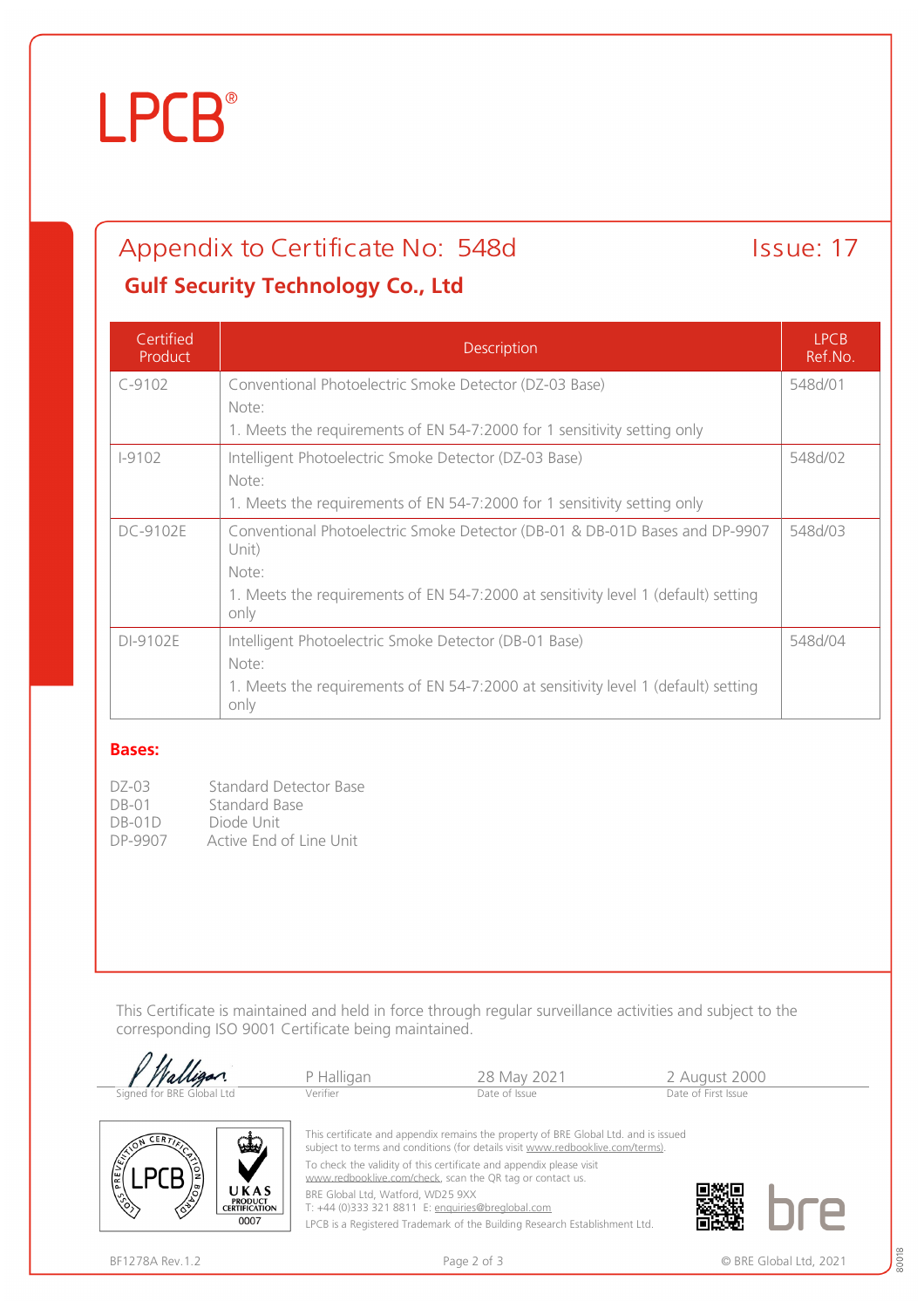# LPCB®

## Appendix to Certificate No: 548d — Issue: 17

### Gulf Security Technology Co., Ltd

| Certified Product | Description | LPCB Ref.No. |
|---|---|---|
| C-9102 | Conventional Photoelectric Smoke Detector (DZ-03 Base)<br>Note:<br>1. Meets the requirements of EN 54-7:2000 for 1 sensitivity setting only | 548d/01 |
| I-9102 | Intelligent Photoelectric Smoke Detector (DZ-03 Base)<br>Note:<br>1. Meets the requirements of EN 54-7:2000 for 1 sensitivity setting only | 548d/02 |
| DC-9102E | Conventional Photoelectric Smoke Detector (DB-01 & DB-01D Bases and DP-9907 Unit)<br>Note:<br>1. Meets the requirements of EN 54-7:2000 at sensitivity level 1 (default) setting only | 548d/03 |
| DI-9102E | Intelligent Photoelectric Smoke Detector (DB-01 Base)<br>Note:<br>1. Meets the requirements of EN 54-7:2000 at sensitivity level 1 (default) setting only | 548d/04 |

**Bases:**

| | |
|---|---|
| DZ-03 | Standard Detector Base |
| DB-01 | Standard Base |
| DB-01D | Diode Unit |
| DP-9907 | Active End of Line Unit |

This Certificate is maintained and held in force through regular surveillance activities and subject to the corresponding ISO 9001 Certificate being maintained.

| Signed for BRE Global Ltd | Verifier | Date of Issue | Date of First Issue |
|---|---|---|---|
| P Halligan (signature) | P Halligan | 28 May 2021 | 2 August 2000 |

This certificate and appendix remains the property of BRE Global Ltd. and is issued subject to terms and conditions (for details visit www.redbooklive.com/terms).

To check the validity of this certificate and appendix please visit www.redbooklive.com/check, scan the QR tag or contact us.

BRE Global Ltd, Watford, WD25 9XX
T: +44 (0)333 321 8811 E: enquiries@breglobal.com

LPCB is a Registered Trademark of the Building Research Establishment Ltd.

UKAS Product Certification 0007

BF1278A Rev.1.2

© BRE Global Ltd, 2021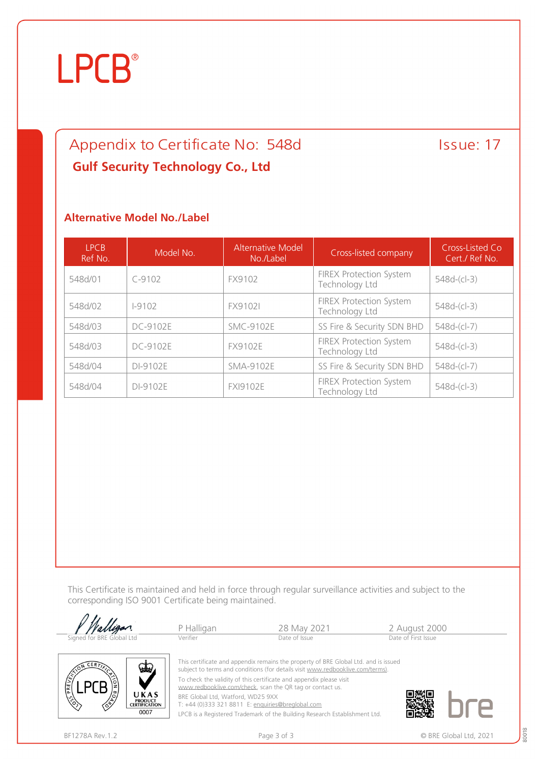# LPCB®

## Appendix to Certificate No: 548d

Issue: 17

**Gulf Security Technology Co., Ltd**

### Alternative Model No./Label

| LPCB Ref No. | Model No. | Alternative Model No./Label | Cross-listed company | Cross-Listed Co Cert./ Ref No. |
|---|---|---|---|---|
| 548d/01 | C-9102 | FX9102 | FIREX Protection System Technology Ltd | 548d-(cl-3) |
| 548d/02 | I-9102 | FX9102I | FIREX Protection System Technology Ltd | 548d-(cl-3) |
| 548d/03 | DC-9102E | SMC-9102E | SS Fire & Security SDN BHD | 548d-(cl-7) |
| 548d/03 | DC-9102E | FX9102E | FIREX Protection System Technology Ltd | 548d-(cl-3) |
| 548d/04 | DI-9102E | SMA-9102E | SS Fire & Security SDN BHD | 548d-(cl-7) |
| 548d/04 | DI-9102E | FXI9102E | FIREX Protection System Technology Ltd | 548d-(cl-3) |

This Certificate is maintained and held in force through regular surveillance activities and subject to the corresponding ISO 9001 Certificate being maintained.

| Signed for BRE Global Ltd | P Halligan<br>Verifier | 28 May 2021<br>Date of Issue | 2 August 2000<br>Date of First Issue |
|---|---|---|---|

This certificate and appendix remains the property of BRE Global Ltd. and is issued subject to terms and conditions (for details visit www.redbooklive.com/terms).

To check the validity of this certificate and appendix please visit www.redbooklive.com/check, scan the QR tag or contact us.

BRE Global Ltd, Watford, WD25 9XX
T: +44 (0)333 321 8811 E: enquiries@breglobal.com

LPCB is a Registered Trademark of the Building Research Establishment Ltd.

BF1278A Rev.1.2

© BRE Global Ltd, 2021